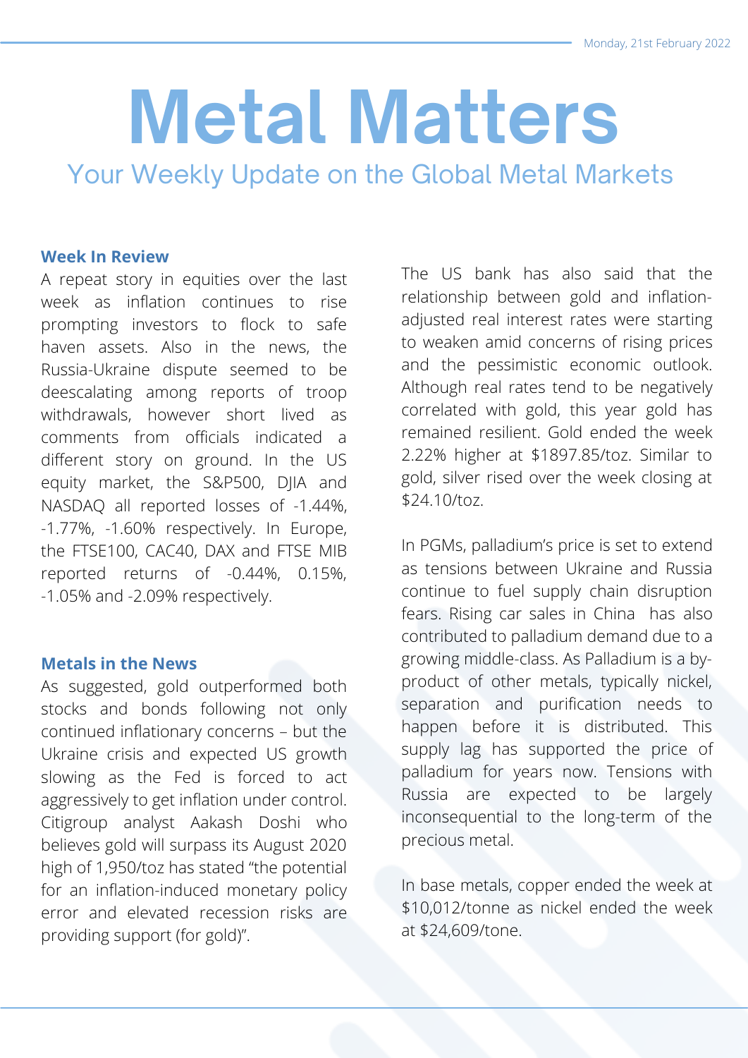Monday, 21st February 2022

# Metal Matters

## Your Weekly Update on the Global Metal Markets

### Week In Review

A repeat story in equities over the last week as inflation continues to rise prompting investors to flock to safe haven assets. Also in the news, the Russia-Ukraine dispute seemed to be deescalating among reports of troop withdrawals, however short lived as comments from officials indicated a different story on ground. In the US equity market, the S&P500, DJIA and NASDAQ all reported losses of -1.44%, -1.77%, -1.60% respectively. In Europe, the FTSE100, CAC40, DAX and FTSE MIB reported returns of -0.44%, 0.15%, -1.05% and -2.09% respectively.

### Metals in the News

As suggested, gold outperformed both stocks and bonds following not only continued inflationary concerns – but the Ukraine crisis and expected US growth slowing as the Fed is forced to act aggressively to get inflation under control. Citigroup analyst Aakash Doshi who believes gold will surpass its August 2020 high of 1,950/toz has stated "the potential for an inflation-induced monetary policy error and elevated recession risks are providing support (for gold)".

The US bank has also said that the relationship between gold and inflation-adjusted real interest rates were starting to weaken amid concerns of rising prices and the pessimistic economic outlook. Although real rates tend to be negatively correlated with gold, this year gold has remained resilient. Gold ended the week 2.22% higher at $1897.85/toz. Similar to gold, silver rised over the week closing at $24.10/toz.

In PGMs, palladium's price is set to extend as tensions between Ukraine and Russia continue to fuel supply chain disruption fears. Rising car sales in China has also contributed to palladium demand due to a growing middle-class. As Palladium is a by-product of other metals, typically nickel, separation and purification needs to happen before it is distributed. This supply lag has supported the price of palladium for years now. Tensions with Russia are expected to be largely inconsequential to the long-term of the precious metal.

In base metals, copper ended the week at $10,012/tonne as nickel ended the week at $24,609/tone.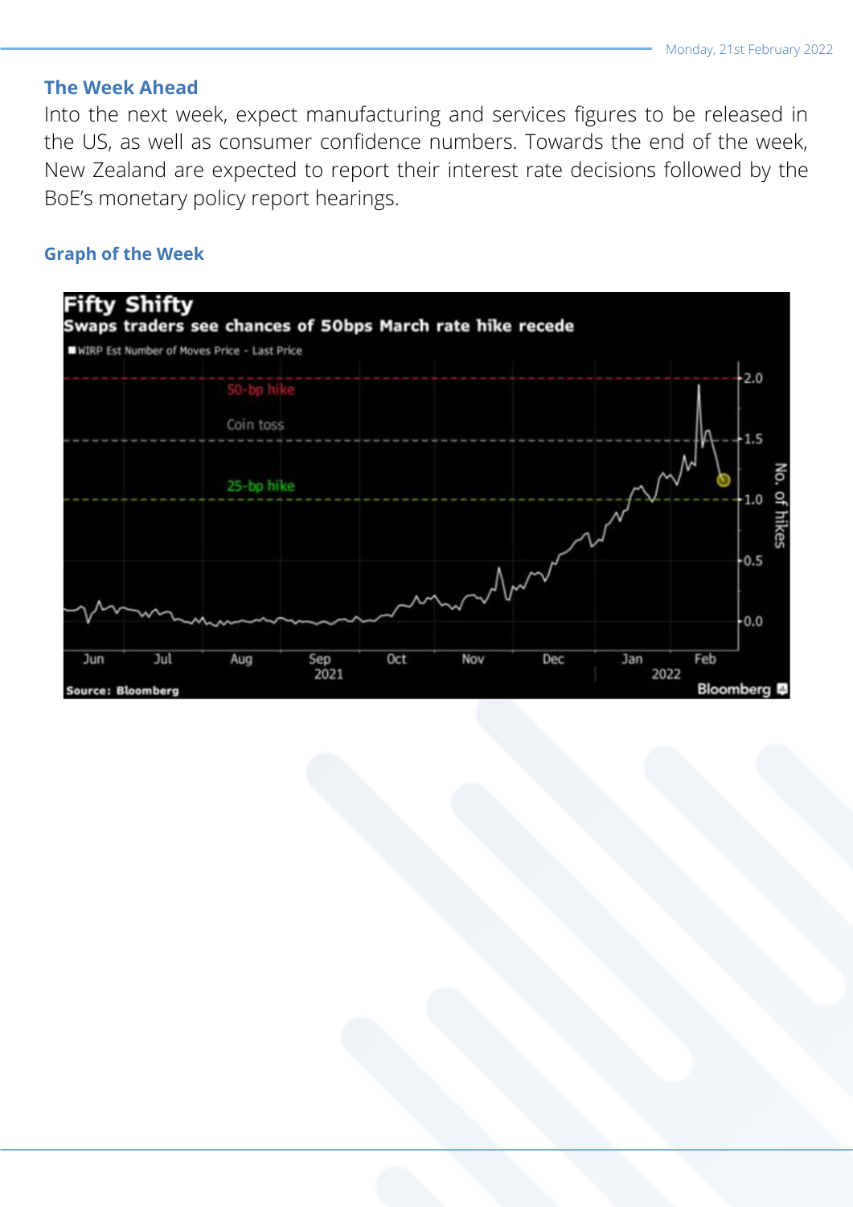## The Week Ahead

Into the next week, expect manufacturing and services figures to be released in the US, as well as consumer confidence numbers. Towards the end of the week, New Zealand are expected to report their interest rate decisions followed by the BoE's monetary policy report hearings.

## Graph of the Week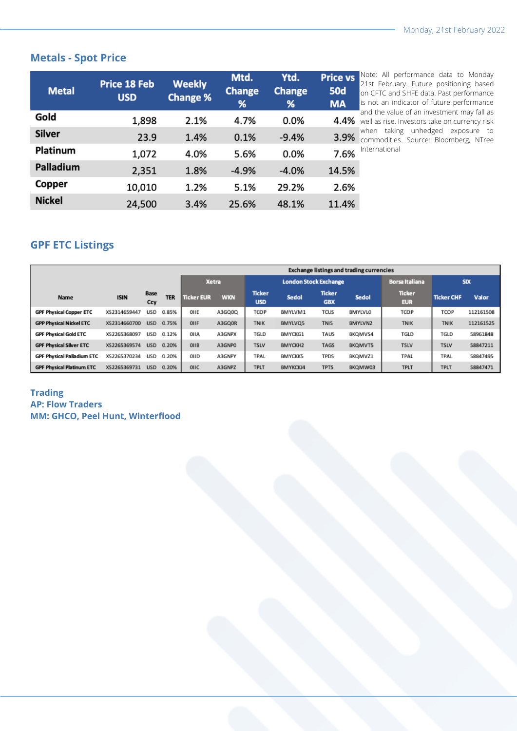## Metals - Spot Price

| Metal | Price 18 Feb USD | Weekly Change % | Mtd. Change % | Ytd. Change % | Price vs 50d MA |
|---|---|---|---|---|---|
| Gold | 1,898 | 2.1% | 4.7% | 0.0% | 4.4% |
| Silver | 23.9 | 1.4% | 0.1% | -9.4% | 3.9% |
| Platinum | 1,072 | 4.0% | 5.6% | 0.0% | 7.6% |
| Palladium | 2,351 | 1.8% | -4.9% | -4.0% | 14.5% |
| Copper | 10,010 | 1.2% | 5.1% | 29.2% | 2.6% |
| Nickel | 24,500 | 3.4% | 25.6% | 48.1% | 11.4% |

Note: All performance data to Monday 21st February. Future positioning based on CFTC and SHFE data. Past performance is not an indicator of future performance and the value of an investment may fall as well as rise. Investors take on currency risk when taking unhedged exposure to commodities. Source: Bloomberg, NTree International

## GPF ETC Listings

| | | | | Exchange listings and trading currencies | | | | | | | | | |
|---|---|---|---|---|---|---|---|---|---|---|---|---|---|
| | | | | Xetra | | London Stock Exchange | | | | Borsa Italiana | SIX | |
| Name | ISIN | Base Ccy | TER | Ticker EUR | WKN | Ticker USD | Sedol | Ticker GBX | Sedol | Ticker EUR | Ticker CHF | Valor |
| GPF Physical Copper ETC | XS2314659447 | USD | 0.85% | 0IIE | A3GQ0Q | TCOP | BMYLVM1 | TCUS | BMYLVL0 | TCOP | TCOP | 112161508 |
| GPF Physical Nickel ETC | XS2314660700 | USD | 0.75% | 0IIF | A3GQ0R | TNIK | BMYLVQ5 | TNIS | BMYLVN2 | TNIK | TNIK | 112161525 |
| GPF Physical Gold ETC | XS2265368097 | USD | 0.12% | 0IIA | A3GNPX | TGLD | BMYCKG1 | TAUS | BKQMVS4 | TGLD | TGLD | 58961848 |
| GPF Physical Silver ETC | XS2265369574 | USD | 0.20% | 0IIB | A3GNP0 | TSLV | BMYCKH2 | TAGS | BKQMVT5 | TSLV | TSLV | 58847211 |
| GPF Physical Palladium ETC | XS2265370234 | USD | 0.20% | 0IID | A3GNPY | TPAL | BMYCKK5 | TPDS | BKQMVZ1 | TPAL | TPAL | 58847495 |
| GPF Physical Platinum ETC | XS2265369731 | USD | 0.20% | 0IIC | A3GNPZ | TPLT | BMYKCKJ4 | TPTS | BKQMW03 | TPLT | TPLT | 58847471 |

**Trading**
**AP: Flow Traders**
**MM: GHCO, Peel Hunt, Winterflood**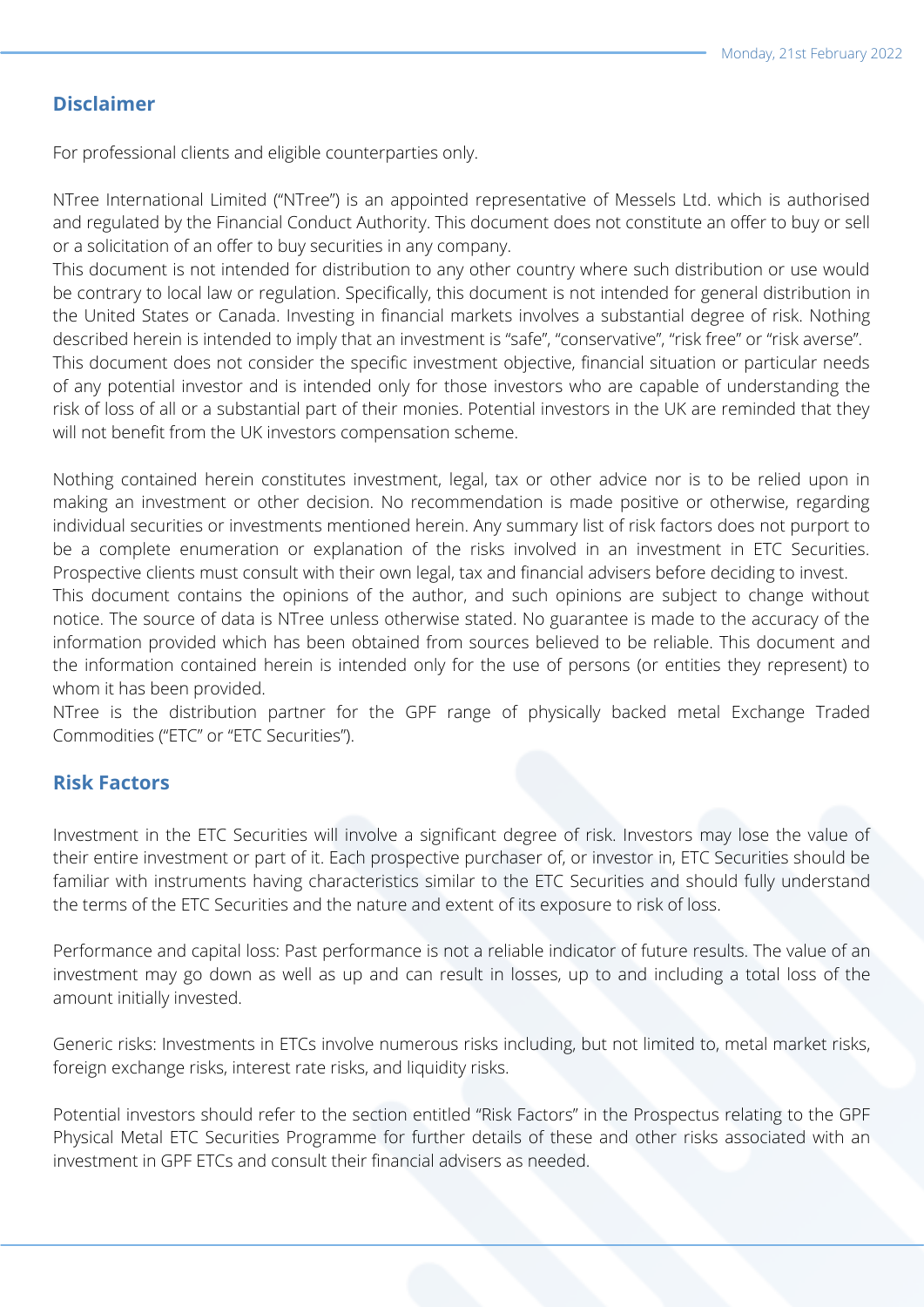## Disclaimer

For professional clients and eligible counterparties only.

NTree International Limited ("NTree") is an appointed representative of Messels Ltd. which is authorised and regulated by the Financial Conduct Authority. This document does not constitute an offer to buy or sell or a solicitation of an offer to buy securities in any company.

This document is not intended for distribution to any other country where such distribution or use would be contrary to local law or regulation. Specifically, this document is not intended for general distribution in the United States or Canada. Investing in financial markets involves a substantial degree of risk. Nothing described herein is intended to imply that an investment is "safe", "conservative", "risk free" or "risk averse".

This document does not consider the specific investment objective, financial situation or particular needs of any potential investor and is intended only for those investors who are capable of understanding the risk of loss of all or a substantial part of their monies. Potential investors in the UK are reminded that they will not benefit from the UK investors compensation scheme.

Nothing contained herein constitutes investment, legal, tax or other advice nor is to be relied upon in making an investment or other decision. No recommendation is made positive or otherwise, regarding individual securities or investments mentioned herein. Any summary list of risk factors does not purport to be a complete enumeration or explanation of the risks involved in an investment in ETC Securities. Prospective clients must consult with their own legal, tax and financial advisers before deciding to invest.

This document contains the opinions of the author, and such opinions are subject to change without notice. The source of data is NTree unless otherwise stated. No guarantee is made to the accuracy of the information provided which has been obtained from sources believed to be reliable. This document and the information contained herein is intended only for the use of persons (or entities they represent) to whom it has been provided.

NTree is the distribution partner for the GPF range of physically backed metal Exchange Traded Commodities ("ETC" or "ETC Securities").

## Risk Factors

Investment in the ETC Securities will involve a significant degree of risk. Investors may lose the value of their entire investment or part of it. Each prospective purchaser of, or investor in, ETC Securities should be familiar with instruments having characteristics similar to the ETC Securities and should fully understand the terms of the ETC Securities and the nature and extent of its exposure to risk of loss.

Performance and capital loss: Past performance is not a reliable indicator of future results. The value of an investment may go down as well as up and can result in losses, up to and including a total loss of the amount initially invested.

Generic risks: Investments in ETCs involve numerous risks including, but not limited to, metal market risks, foreign exchange risks, interest rate risks, and liquidity risks.

Potential investors should refer to the section entitled "Risk Factors" in the Prospectus relating to the GPF Physical Metal ETC Securities Programme for further details of these and other risks associated with an investment in GPF ETCs and consult their financial advisers as needed.